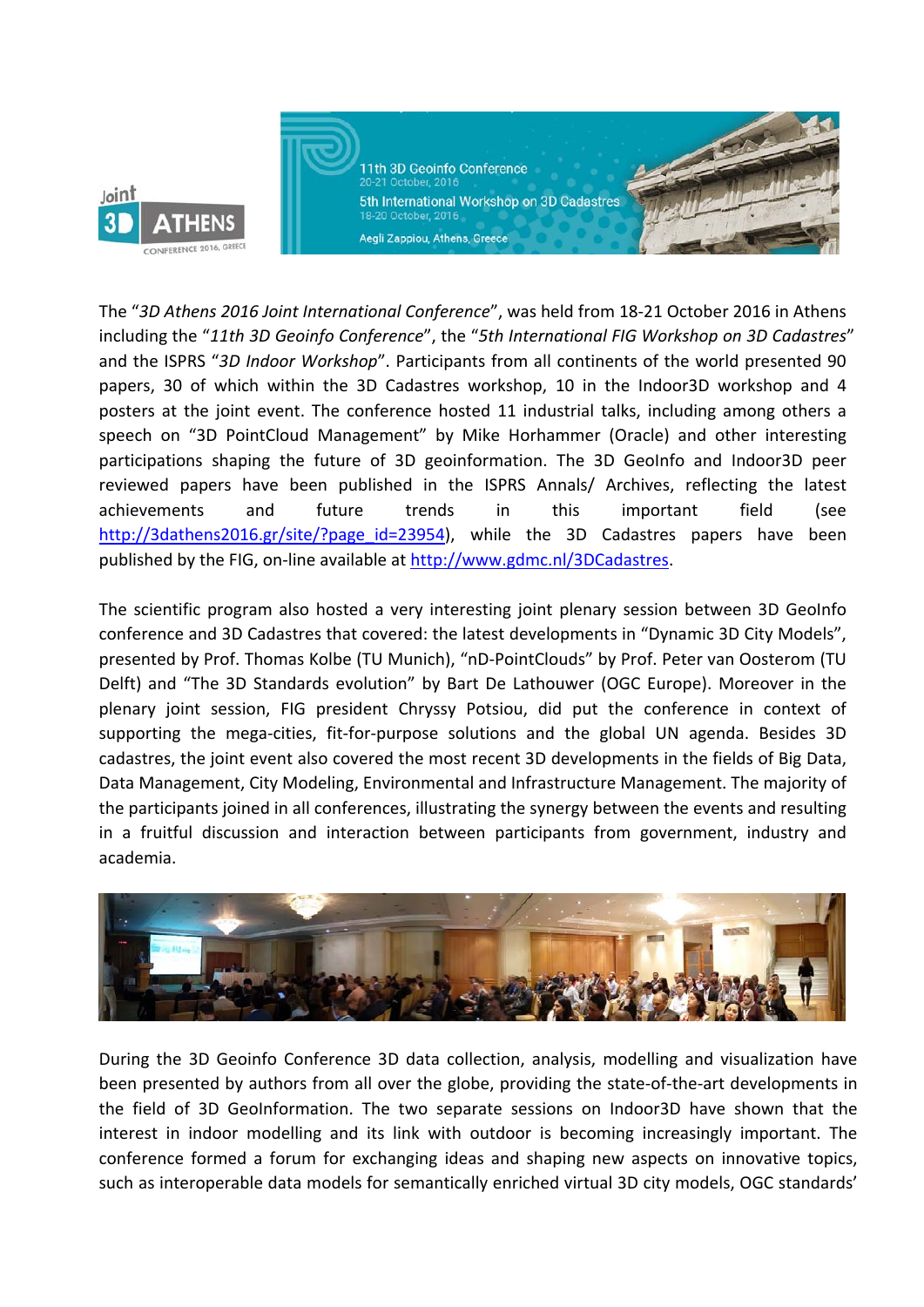The "*3D Athens 2016 Joint International Conference*", was held from 18-21 October 2016 in Athens including the "*11th 3D Geoinfo Conference*", the "*5th International FIG Workshop on 3D Cadastres*" and the ISPRS "*3D Indoor Workshop*". Participants from all continents of the world presented 90 papers, 30 of which within the 3D Cadastres workshop, 10 in the Indoor3D workshop and 4 posters at the joint event. The conference hosted 11 industrial talks, including among others a speech on "3D PointCloud Management" by Mike Horhammer (Oracle) and other interesting participations shaping the future of 3D geoinformation. The 3D GeoInfo and Indoor3D peer reviewed papers have been published in the ISPRS Annals/ Archives, reflecting the latest achievements and future trends in this important field (see http://3dathens2016.gr/site/?page_id=23954), while the 3D Cadastres papers have been published by the FIG, on-line available at http://www.gdmc.nl/3DCadastres.

The scientific program also hosted a very interesting joint plenary session between 3D GeoInfo conference and 3D Cadastres that covered: the latest developments in "Dynamic 3D City Models", presented by Prof. Thomas Kolbe (TU Munich), "nD-PointClouds" by Prof. Peter van Oosterom (TU Delft) and "The 3D Standards evolution" by Bart De Lathouwer (OGC Europe). Moreover in the plenary joint session, FIG president Chryssy Potsiou, did put the conference in context of supporting the mega-cities, fit-for-purpose solutions and the global UN agenda. Besides 3D cadastres, the joint event also covered the most recent 3D developments in the fields of Big Data, Data Management, City Modeling, Environmental and Infrastructure Management. The majority of the participants joined in all conferences, illustrating the synergy between the events and resulting in a fruitful discussion and interaction between participants from government, industry and academia.

During the 3D Geoinfo Conference 3D data collection, analysis, modelling and visualization have been presented by authors from all over the globe, providing the state-of-the-art developments in the field of 3D GeoInformation. The two separate sessions on Indoor3D have shown that the interest in indoor modelling and its link with outdoor is becoming increasingly important. The conference formed a forum for exchanging ideas and shaping new aspects on innovative topics, such as interoperable data models for semantically enriched virtual 3D city models, OGC standards'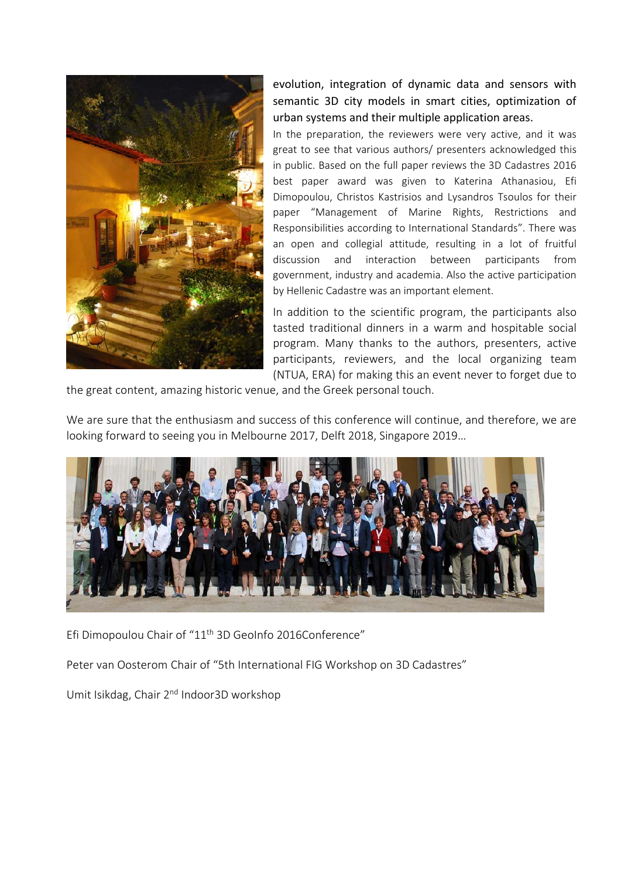evolution, integration of dynamic data and sensors with semantic 3D city models in smart cities, optimization of urban systems and their multiple application areas.

In the preparation, the reviewers were very active, and it was great to see that various authors/ presenters acknowledged this in public. Based on the full paper reviews the 3D Cadastres 2016 best paper award was given to Katerina Athanasiou, Efi Dimopoulou, Christos Kastrisios and Lysandros Tsoulos for their paper "Management of Marine Rights, Restrictions and Responsibilities according to International Standards". There was an open and collegial attitude, resulting in a lot of fruitful discussion and interaction between participants from government, industry and academia. Also the active participation by Hellenic Cadastre was an important element.

In addition to the scientific program, the participants also tasted traditional dinners in a warm and hospitable social program. Many thanks to the authors, presenters, active participants, reviewers, and the local organizing team (NTUA, ERA) for making this an event never to forget due to the great content, amazing historic venue, and the Greek personal touch.

We are sure that the enthusiasm and success of this conference will continue, and therefore, we are looking forward to seeing you in Melbourne 2017, Delft 2018, Singapore 2019…

Efi Dimopoulou Chair of "11th 3D GeoInfo 2016Conference"

Peter van Oosterom Chair of "5th International FIG Workshop on 3D Cadastres"

Umit Isikdag, Chair 2nd Indoor3D workshop